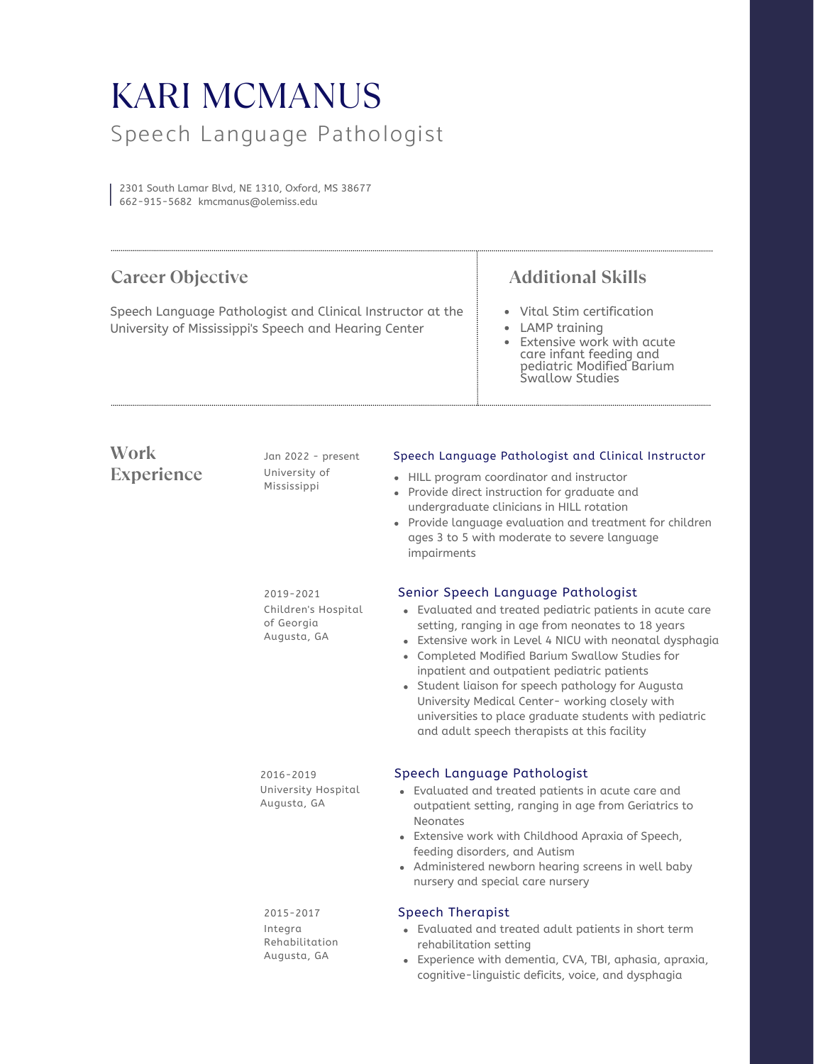# KARI MCMANUS

Speech Language Pathologist

2301 South Lamar Blvd, NE 1310, Oxford, MS 38677
662-915-5682 kmcmanus@olemiss.edu

## Career Objective

Speech Language Pathologist and Clinical Instructor at the University of Mississippi's Speech and Hearing Center

## Additional Skills

- Vital Stim certification
- LAMP training
- Extensive work with acute care infant feeding and pediatric Modified Barium Swallow Studies

## Work Experience

### Speech Language Pathologist and Clinical Instructor

Jan 2022 - present
University of Mississippi

- HILL program coordinator and instructor
- Provide direct instruction for graduate and undergraduate clinicians in HILL rotation
- Provide language evaluation and treatment for children ages 3 to 5 with moderate to severe language impairments

### Senior Speech Language Pathologist

2019-2021
Children's Hospital of Georgia
Augusta, GA

- Evaluated and treated pediatric patients in acute care setting, ranging in age from neonates to 18 years
- Extensive work in Level 4 NICU with neonatal dysphagia
- Completed Modified Barium Swallow Studies for inpatient and outpatient pediatric patients
- Student liaison for speech pathology for Augusta University Medical Center- working closely with universities to place graduate students with pediatric and adult speech therapists at this facility

### Speech Language Pathologist

2016-2019
University Hospital
Augusta, GA

- Evaluated and treated patients in acute care and outpatient setting, ranging in age from Geriatrics to Neonates
- Extensive work with Childhood Apraxia of Speech, feeding disorders, and Autism
- Administered newborn hearing screens in well baby nursery and special care nursery

### Speech Therapist

2015-2017
Integra Rehabilitation
Augusta, GA

- Evaluated and treated adult patients in short term rehabilitation setting
- Experience with dementia, CVA, TBI, aphasia, apraxia, cognitive-linguistic deficits, voice, and dysphagia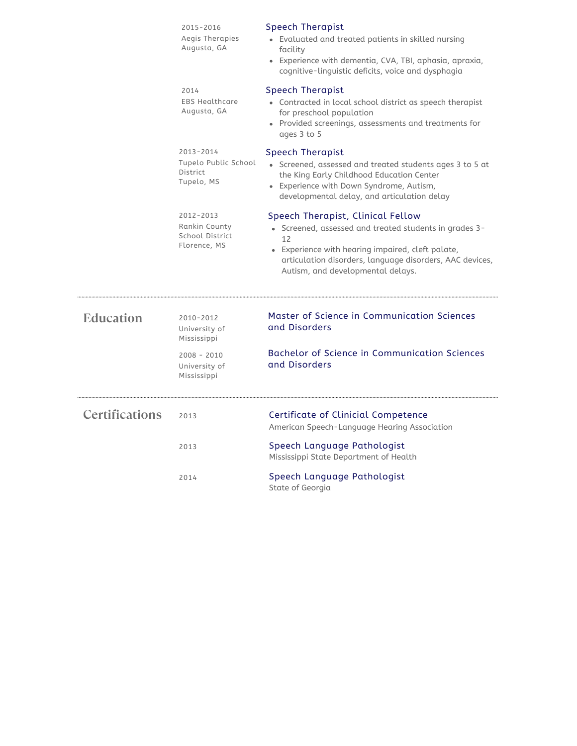2015-2016
Aegis Therapies
Augusta, GA

### Speech Therapist

- Evaluated and treated patients in skilled nursing facility
- Experience with dementia, CVA, TBI, aphasia, apraxia, cognitive-linguistic deficits, voice and dysphagia

2014
EBS Healthcare
Augusta, GA

### Speech Therapist

- Contracted in local school district as speech therapist for preschool population
- Provided screenings, assessments and treatments for ages 3 to 5

2013-2014
Tupelo Public School District
Tupelo, MS

### Speech Therapist

- Screened, assessed and treated students ages 3 to 5 at the King Early Childhood Education Center
- Experience with Down Syndrome, Autism, developmental delay, and articulation delay

2012-2013
Rankin County School District
Florence, MS

### Speech Therapist, Clinical Fellow

- Screened, assessed and treated students in grades 3-12
- Experience with hearing impaired, cleft palate, articulation disorders, language disorders, AAC devices, Autism, and developmental delays.

---

## Education

2010-2012
University of Mississippi

### Master of Science in Communication Sciences and Disorders

2008 - 2010
University of Mississippi

### Bachelor of Science in Communication Sciences and Disorders

---

## Certifications

2013

### Certificate of Clinicial Competence

American Speech-Language Hearing Association

2013

### Speech Language Pathologist

Mississippi State Department of Health

2014

### Speech Language Pathologist

State of Georgia